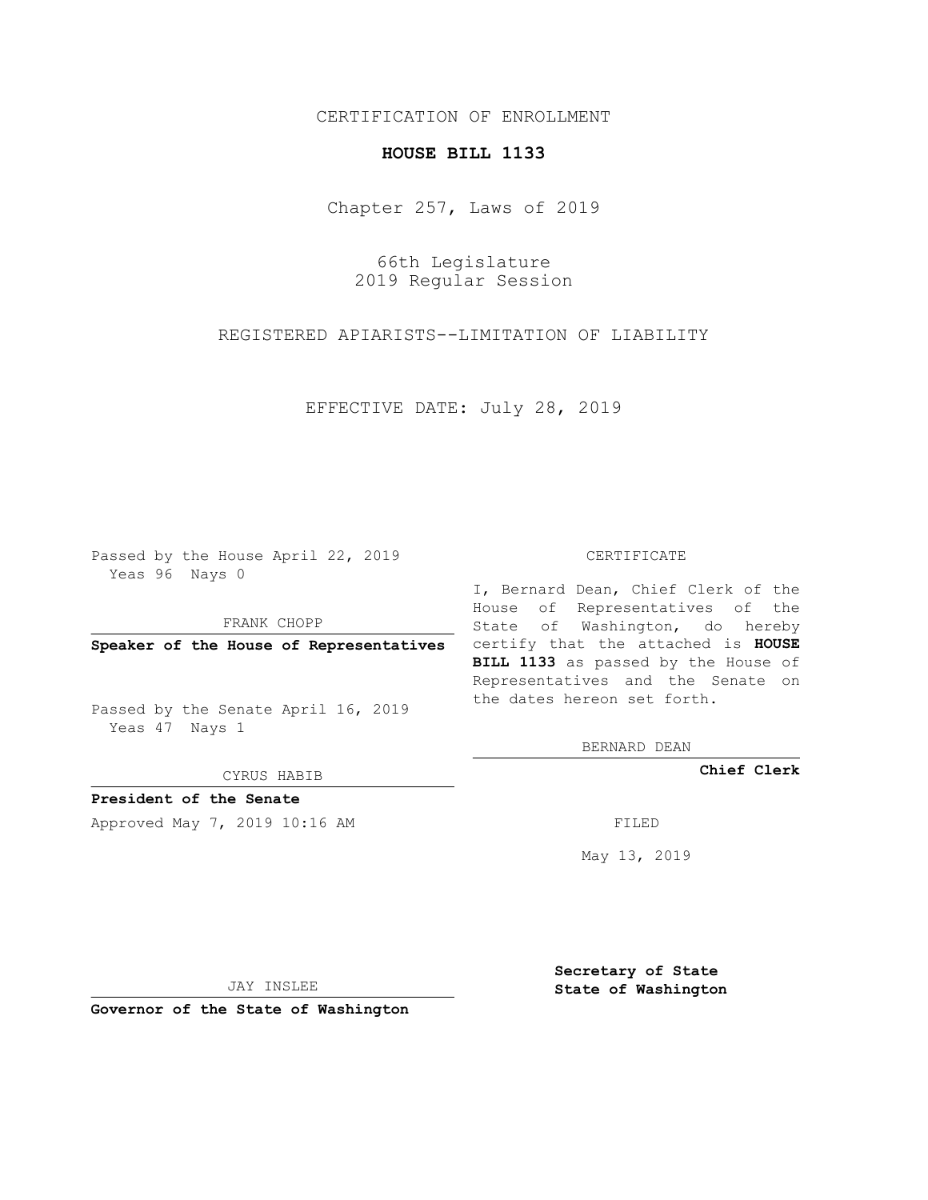CERTIFICATION OF ENROLLMENT

**HOUSE BILL 1133**

Chapter 257, Laws of 2019

66th Legislature
2019 Regular Session

REGISTERED APIARISTS--LIMITATION OF LIABILITY

EFFECTIVE DATE: July 28, 2019

Passed by the House April 22, 2019
Yeas 96 Nays 0

FRANK CHOPP

**Speaker of the House of Representatives**

Passed by the Senate April 16, 2019
Yeas 47 Nays 1

CYRUS HABIB

**President of the Senate**

Approved May 7, 2019 10:16 AM

JAY INSLEE

**Governor of the State of Washington**

CERTIFICATE

I, Bernard Dean, Chief Clerk of the House of Representatives of the State of Washington, do hereby certify that the attached is **HOUSE BILL 1133** as passed by the House of Representatives and the Senate on the dates hereon set forth.

BERNARD DEAN

**Chief Clerk**

FILED

May 13, 2019

**Secretary of State**
**State of Washington**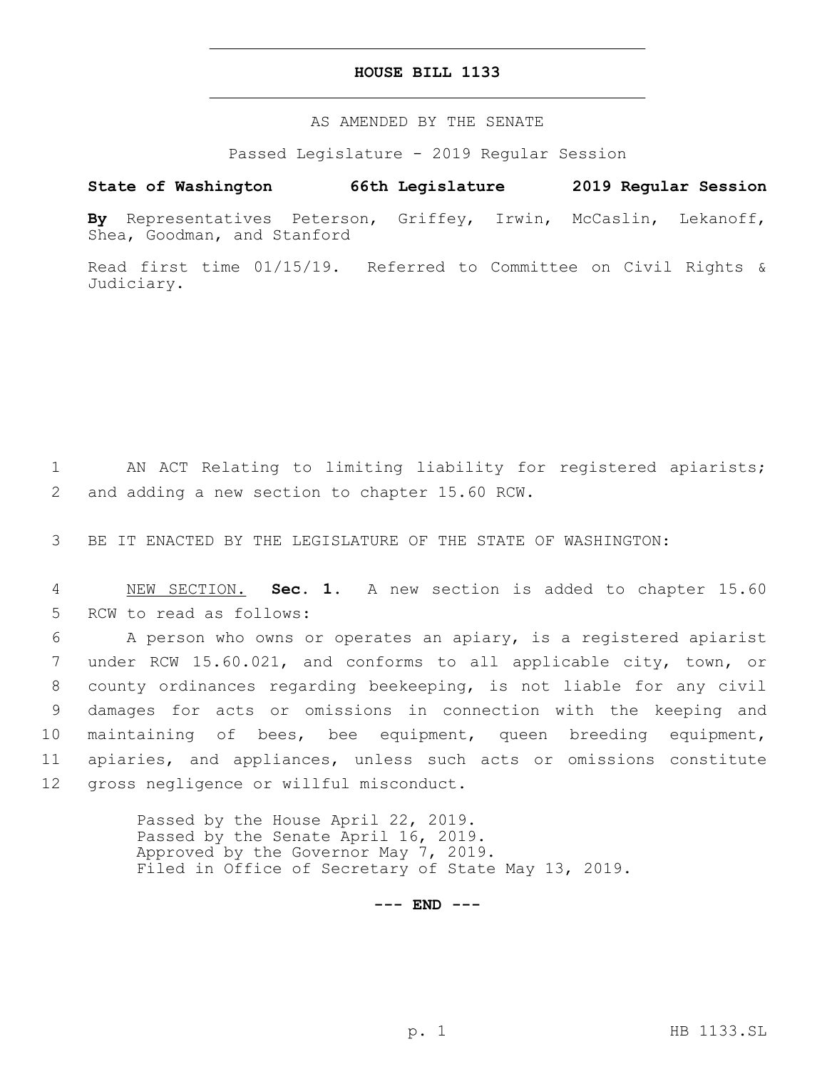# HOUSE BILL 1133

AS AMENDED BY THE SENATE

Passed Legislature - 2019 Regular Session

**State of Washington 66th Legislature 2019 Regular Session**

**By** Representatives Peterson, Griffey, Irwin, McCaslin, Lekanoff, Shea, Goodman, and Stanford

Read first time 01/15/19. Referred to Committee on Civil Rights & Judiciary.

1 AN ACT Relating to limiting liability for registered apiarists;
2 and adding a new section to chapter 15.60 RCW.

3 BE IT ENACTED BY THE LEGISLATURE OF THE STATE OF WASHINGTON:

4 NEW SECTION. **Sec. 1.** A new section is added to chapter 15.60
5 RCW to read as follows:

6 A person who owns or operates an apiary, is a registered apiarist
7 under RCW 15.60.021, and conforms to all applicable city, town, or
8 county ordinances regarding beekeeping, is not liable for any civil
9 damages for acts or omissions in connection with the keeping and
10 maintaining of bees, bee equipment, queen breeding equipment,
11 apiaries, and appliances, unless such acts or omissions constitute
12 gross negligence or willful misconduct.

Passed by the House April 22, 2019.
Passed by the Senate April 16, 2019.
Approved by the Governor May 7, 2019.
Filed in Office of Secretary of State May 13, 2019.

--- END ---